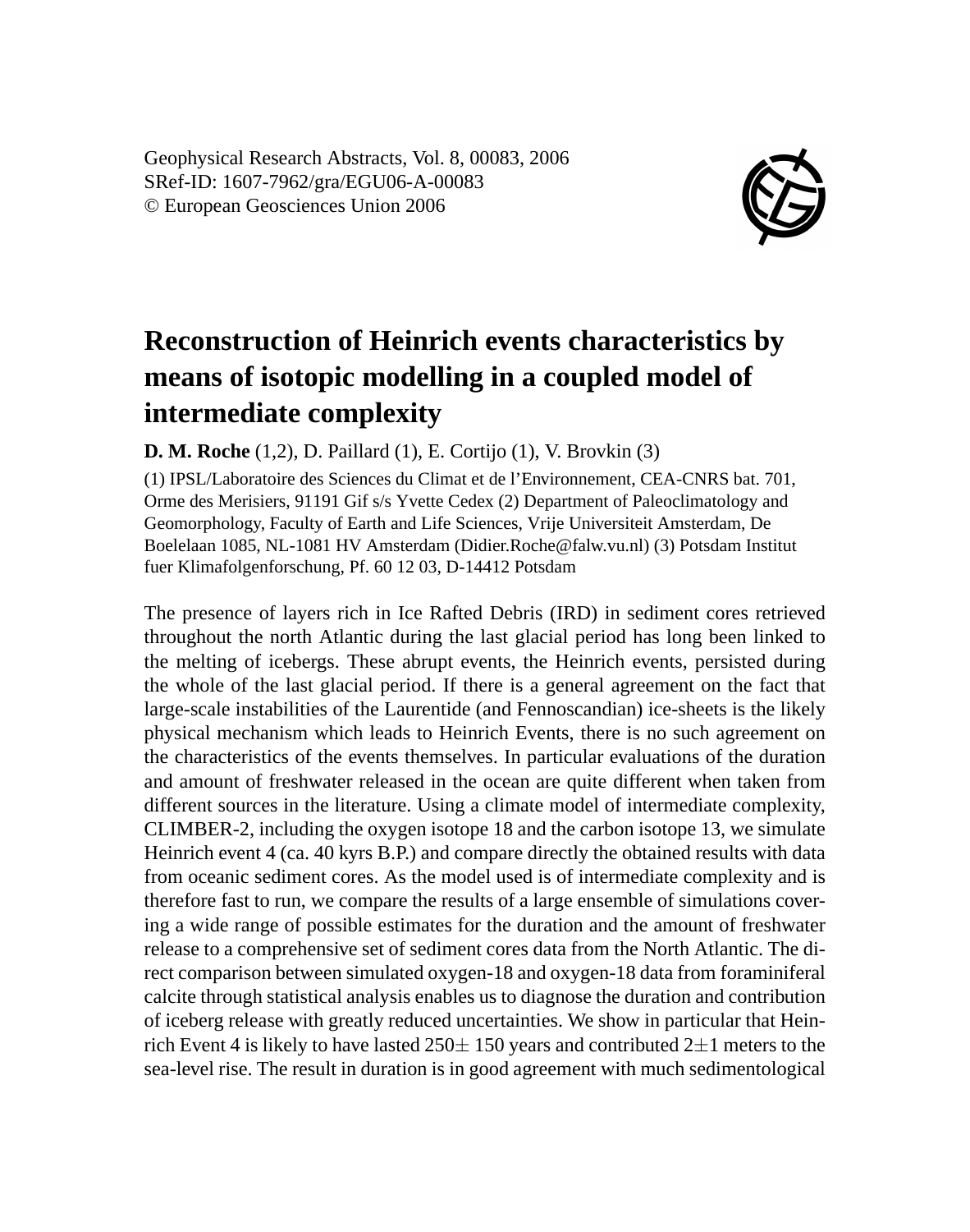Geophysical Research Abstracts, Vol. 8, 00083, 2006
SRef-ID: 1607-7962/gra/EGU06-A-00083
© European Geosciences Union 2006

# Reconstruction of Heinrich events characteristics by means of isotopic modelling in a coupled model of intermediate complexity

**D. M. Roche** (1,2), D. Paillard (1), E. Cortijo (1), V. Brovkin (3)

(1) IPSL/Laboratoire des Sciences du Climat et de l'Environnement, CEA-CNRS bat. 701, Orme des Merisiers, 91191 Gif s/s Yvette Cedex (2) Department of Paleoclimatology and Geomorphology, Faculty of Earth and Life Sciences, Vrije Universiteit Amsterdam, De Boelelaan 1085, NL-1081 HV Amsterdam (Didier.Roche@falw.vu.nl) (3) Potsdam Institut fuer Klimafolgenforschung, Pf. 60 12 03, D-14412 Potsdam

The presence of layers rich in Ice Rafted Debris (IRD) in sediment cores retrieved throughout the north Atlantic during the last glacial period has long been linked to the melting of icebergs. These abrupt events, the Heinrich events, persisted during the whole of the last glacial period. If there is a general agreement on the fact that large-scale instabilities of the Laurentide (and Fennoscandian) ice-sheets is the likely physical mechanism which leads to Heinrich Events, there is no such agreement on the characteristics of the events themselves. In particular evaluations of the duration and amount of freshwater released in the ocean are quite different when taken from different sources in the literature. Using a climate model of intermediate complexity, CLIMBER-2, including the oxygen isotope 18 and the carbon isotope 13, we simulate Heinrich event 4 (ca. 40 kyrs B.P.) and compare directly the obtained results with data from oceanic sediment cores. As the model used is of intermediate complexity and is therefore fast to run, we compare the results of a large ensemble of simulations covering a wide range of possible estimates for the duration and the amount of freshwater release to a comprehensive set of sediment cores data from the North Atlantic. The direct comparison between simulated oxygen-18 and oxygen-18 data from foraminiferal calcite through statistical analysis enables us to diagnose the duration and contribution of iceberg release with greatly reduced uncertainties. We show in particular that Heinrich Event 4 is likely to have lasted $250\pm$ 150 years and contributed $2\pm1$ meters to the sea-level rise. The result in duration is in good agreement with much sedimentological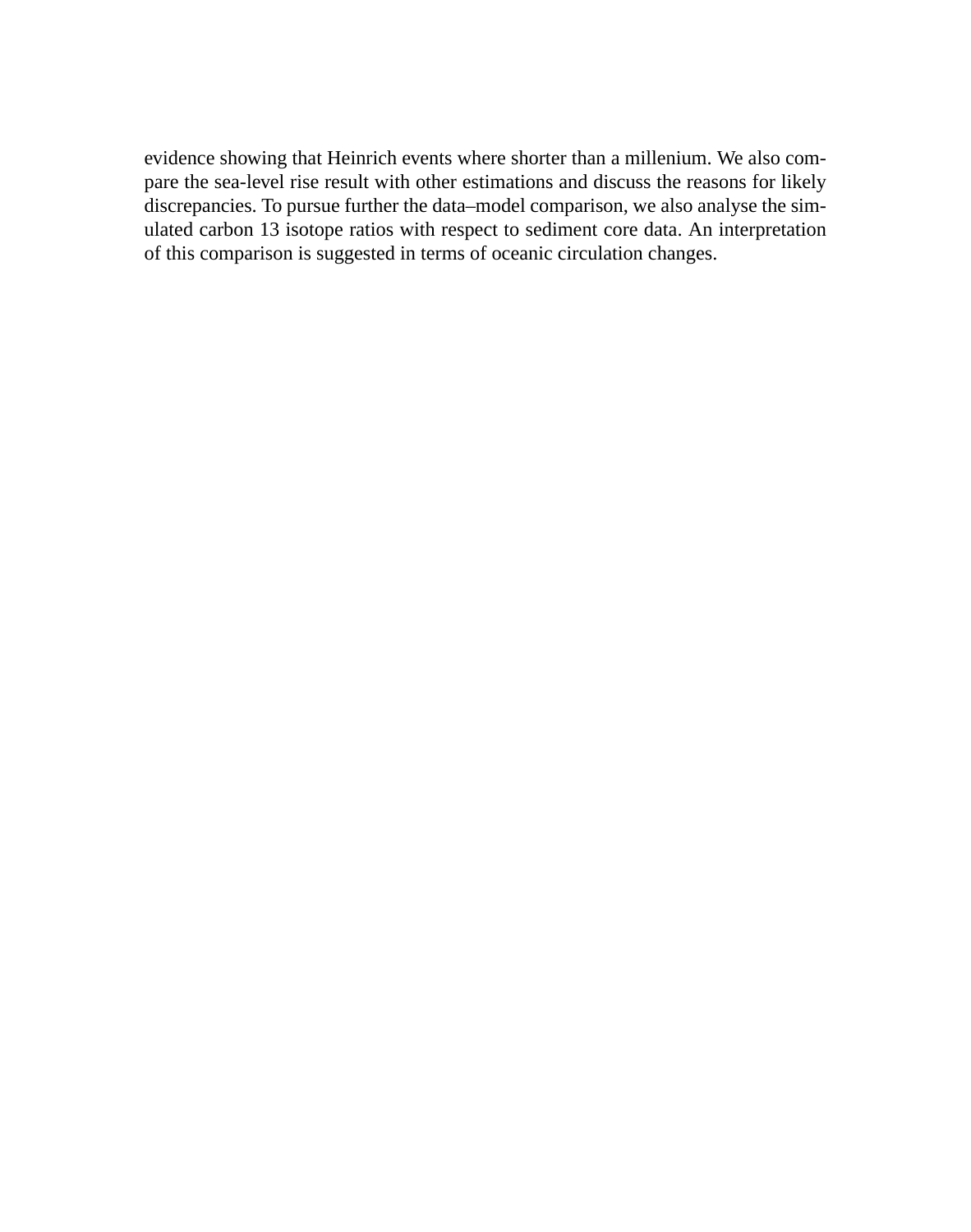evidence showing that Heinrich events where shorter than a millenium. We also compare the sea-level rise result with other estimations and discuss the reasons for likely discrepancies. To pursue further the data–model comparison, we also analyse the simulated carbon 13 isotope ratios with respect to sediment core data. An interpretation of this comparison is suggested in terms of oceanic circulation changes.